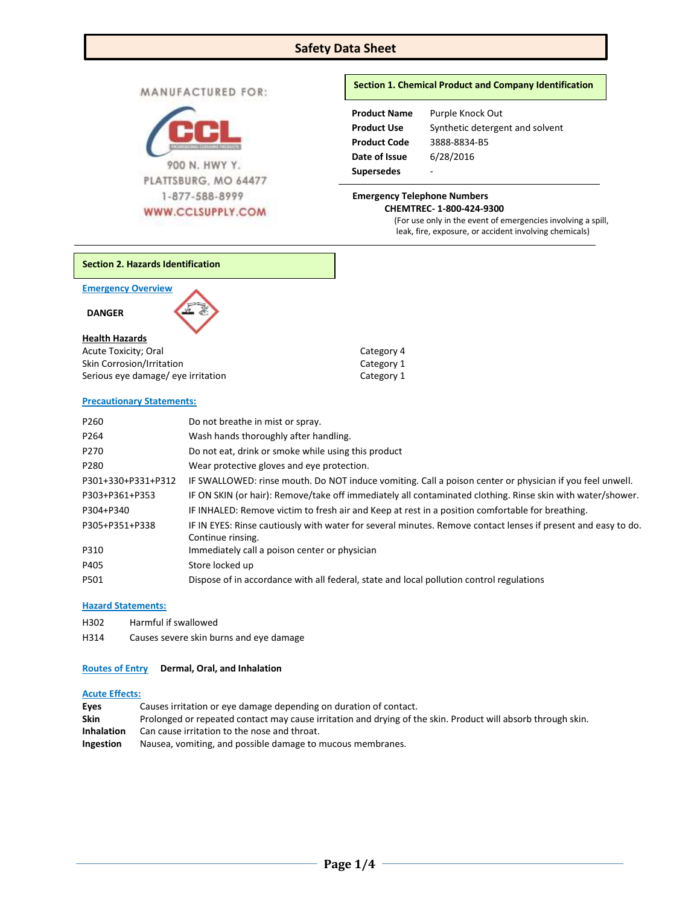# Safety Data Sheet

MANUFACTURED FOR:

CCL

900 N. HWY Y.
PLATTSBURG, MO 64477
1-877-588-8999
WWW.CCLSUPPLY.COM

## Section 1. Chemical Product and Company Identification

| | |
|---|---|
| **Product Name** | Purple Knock Out |
| **Product Use** | Synthetic detergent and solvent |
| **Product Code** | 3888-8834-B5 |
| **Date of Issue** | 6/28/2016 |
| **Supersedes** | - |

**Emergency Telephone Numbers**

**CHEMTREC- 1-800-424-9300**

(For use only in the event of emergencies involving a spill, leak, fire, exposure, or accident involving chemicals)

## Section 2. Hazards Identification

**Emergency Overview**

**DANGER**

**Health Hazards**

| | |
|---|---|
| Acute Toxicity; Oral | Category 4 |
| Skin Corrosion/Irritation | Category 1 |
| Serious eye damage/ eye irritation | Category 1 |

**Precautionary Statements:**

| | |
|---|---|
| P260 | Do not breathe in mist or spray. |
| P264 | Wash hands thoroughly after handling. |
| P270 | Do not eat, drink or smoke while using this product |
| P280 | Wear protective gloves and eye protection. |
| P301+330+P331+P312 | IF SWALLOWED: rinse mouth. Do NOT induce vomiting. Call a poison center or physician if you feel unwell. |
| P303+P361+P353 | IF ON SKIN (or hair): Remove/take off immediately all contaminated clothing. Rinse skin with water/shower. |
| P304+P340 | IF INHALED: Remove victim to fresh air and Keep at rest in a position comfortable for breathing. |
| P305+P351+P338 | IF IN EYES: Rinse cautiously with water for several minutes. Remove contact lenses if present and easy to do. Continue rinsing. |
| P310 | Immediately call a poison center or physician |
| P405 | Store locked up |
| P501 | Dispose of in accordance with all federal, state and local pollution control regulations |

**Hazard Statements:**

| | |
|---|---|
| H302 | Harmful if swallowed |
| H314 | Causes severe skin burns and eye damage |

**Routes of Entry** **Dermal, Oral, and Inhalation**

**Acute Effects:**

**Eyes** Causes irritation or eye damage depending on duration of contact.
**Skin** Prolonged or repeated contact may cause irritation and drying of the skin. Product will absorb through skin.
**Inhalation** Can cause irritation to the nose and throat.
**Ingestion** Nausea, vomiting, and possible damage to mucous membranes.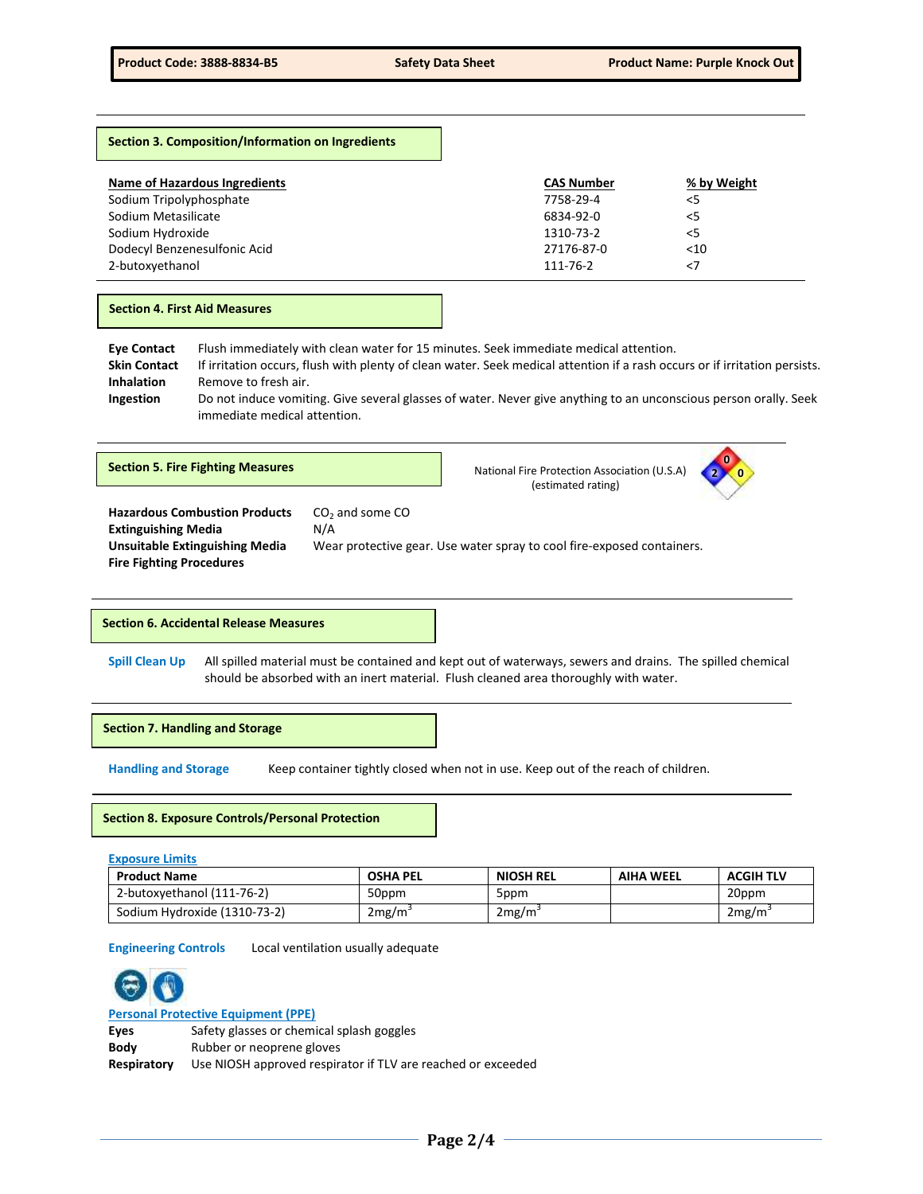## Section 3. Composition/Information on Ingredients

| Name of Hazardous Ingredients | CAS Number | % by Weight |
|---|---|---|
| Sodium Tripolyphosphate | 7758-29-4 | <5 |
| Sodium Metasilicate | 6834-92-0 | <5 |
| Sodium Hydroxide | 1310-73-2 | <5 |
| Dodecyl Benzenesulfonic Acid | 27176-87-0 | <10 |
| 2-butoxyethanol | 111-76-2 | <7 |

## Section 4. First Aid Measures

**Eye Contact** Flush immediately with clean water for 15 minutes. Seek immediate medical attention.

**Skin Contact** If irritation occurs, flush with plenty of clean water. Seek medical attention if a rash occurs or if irritation persists.

**Inhalation** Remove to fresh air.

**Ingestion** Do not induce vomiting. Give several glasses of water. Never give anything to an unconscious person orally. Seek immediate medical attention.

## Section 5. Fire Fighting Measures

National Fire Protection Association (U.S.A) (estimated rating)

Health: 2, Flammability: 0, Reactivity: 0

**Hazardous Combustion Products** $CO_2$ and some CO

**Extinguishing Media** N/A

**Unsuitable Extinguishing Media** Wear protective gear. Use water spray to cool fire-exposed containers.

**Fire Fighting Procedures**

## Section 6. Accidental Release Measures

**Spill Clean Up** All spilled material must be contained and kept out of waterways, sewers and drains. The spilled chemical should be absorbed with an inert material. Flush cleaned area thoroughly with water.

## Section 7. Handling and Storage

**Handling and Storage** Keep container tightly closed when not in use. Keep out of the reach of children.

## Section 8. Exposure Controls/Personal Protection

**Exposure Limits**

| Product Name | OSHA PEL | NIOSH REL | AIHA WEEL | ACGIH TLV |
|---|---|---|---|---|
| 2-butoxyethanol (111-76-2) | 50ppm | 5ppm | | 20ppm |
| Sodium Hydroxide (1310-73-2) | 2mg/m$^3$ | 2mg/m$^3$ | | 2mg/m$^3$ |

**Engineering Controls** Local ventilation usually adequate

**Personal Protective Equipment (PPE)**

**Eyes** Safety glasses or chemical splash goggles

**Body** Rubber or neoprene gloves

**Respiratory** Use NIOSH approved respirator if TLV are reached or exceeded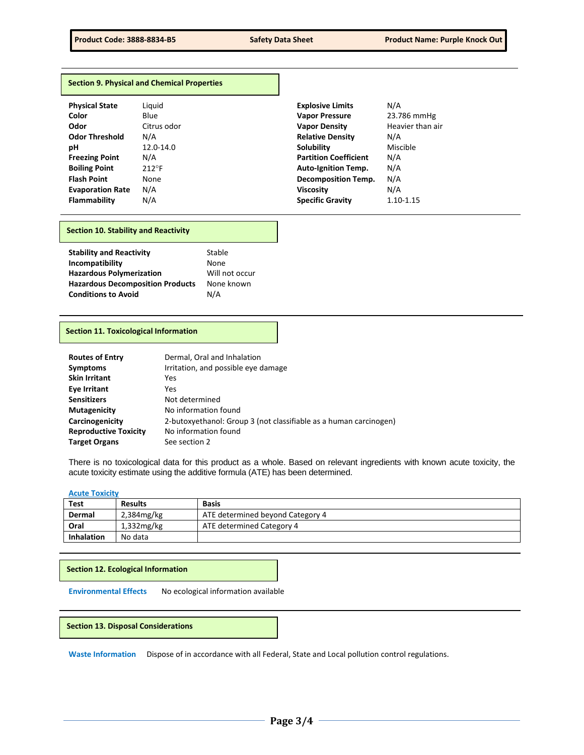## Section 9. Physical and Chemical Properties

| | |
|---|---|
| **Physical State** | Liquid |
| **Color** | Blue |
| **Odor** | Citrus odor |
| **Odor Threshold** | N/A |
| **pH** | 12.0-14.0 |
| **Freezing Point** | N/A |
| **Boiling Point** | 212°F |
| **Flash Point** | None |
| **Evaporation Rate** | N/A |
| **Flammability** | N/A |
| **Explosive Limits** | N/A |
| **Vapor Pressure** | 23.786 mmHg |
| **Vapor Density** | Heavier than air |
| **Relative Density** | N/A |
| **Solubility** | Miscible |
| **Partition Coefficient** | N/A |
| **Auto-Ignition Temp.** | N/A |
| **Decomposition Temp.** | N/A |
| **Viscosity** | N/A |
| **Specific Gravity** | 1.10-1.15 |

## Section 10. Stability and Reactivity

| | |
|---|---|
| **Stability and Reactivity** | Stable |
| **Incompatibility** | None |
| **Hazardous Polymerization** | Will not occur |
| **Hazardous Decomposition Products** | None known |
| **Conditions to Avoid** | N/A |

## Section 11. Toxicological Information

| | |
|---|---|
| **Routes of Entry** | Dermal, Oral and Inhalation |
| **Symptoms** | Irritation, and possible eye damage |
| **Skin Irritant** | Yes |
| **Eye Irritant** | Yes |
| **Sensitizers** | Not determined |
| **Mutagenicity** | No information found |
| **Carcinogenicity** | 2-butoxyethanol: Group 3 (not classifiable as a human carcinogen) |
| **Reproductive Toxicity** | No information found |
| **Target Organs** | See section 2 |

There is no toxicological data for this product as a whole. Based on relevant ingredients with known acute toxicity, the acute toxicity estimate using the additive formula (ATE) has been determined.

**Acute Toxicity**

| Test | Results | Basis |
|---|---|---|
| **Dermal** | 2,384mg/kg | ATE determined beyond Category 4 |
| **Oral** | 1,332mg/kg | ATE determined Category 4 |
| **Inhalation** | No data | |

## Section 12. Ecological Information

**Environmental Effects** No ecological information available

## Section 13. Disposal Considerations

**Waste Information** Dispose of in accordance with all Federal, State and Local pollution control regulations.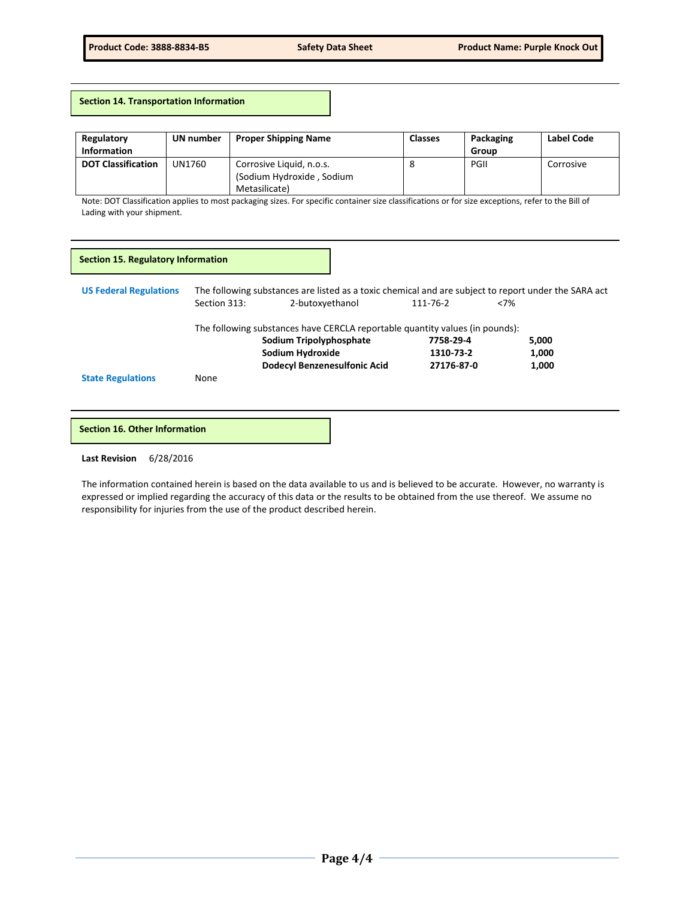## Section 14. Transportation Information

| Regulatory Information | UN number | Proper Shipping Name | Classes | Packaging Group | Label Code |
|---|---|---|---|---|---|
| **DOT Classification** | UN1760 | Corrosive Liquid, n.o.s. (Sodium Hydroxide , Sodium Metasilicate) | 8 | PGII | Corrosive |

Note: DOT Classification applies to most packaging sizes. For specific container size classifications or for size exceptions, refer to the Bill of Lading with your shipment.

## Section 15. Regulatory Information

**US Federal Regulations**

The following substances are listed as a toxic chemical and are subject to report under the SARA act

| | | | |
|---|---|---|---|
| Section 313: | 2-butoxyethanol | 111-76-2 | <7% |

The following substances have CERCLA reportable quantity values (in pounds):

| | | |
|---|---|---|
| **Sodium Tripolyphosphate** | **7758-29-4** | **5,000** |
| **Sodium Hydroxide** | **1310-73-2** | **1,000** |
| **Dodecyl Benzenesulfonic Acid** | **27176-87-0** | **1,000** |

**State Regulations** None

## Section 16. Other Information

**Last Revision** 6/28/2016

The information contained herein is based on the data available to us and is believed to be accurate. However, no warranty is expressed or implied regarding the accuracy of this data or the results to be obtained from the use thereof. We assume no responsibility for injuries from the use of the product described herein.